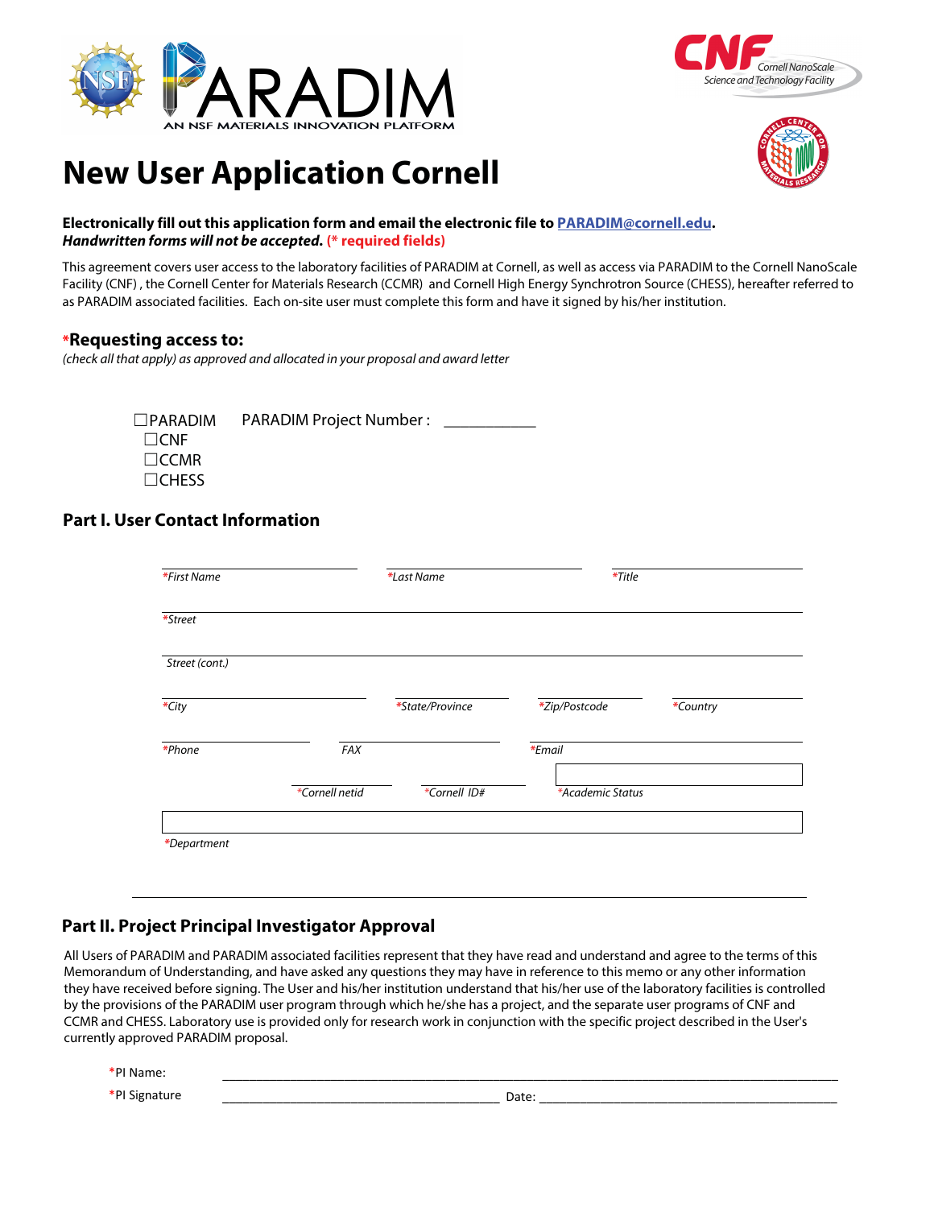# New User Application Cornell

**Electronically fill out this application form and email the electronic file to [PARADIM@cornell.edu](mailto:PARADIM@cornell.edu).**
***Handwritten forms will not be accepted.*** **(* required fields)**

This agreement covers user access to the laboratory facilities of PARADIM at Cornell, as well as access via PARADIM to the Cornell NanoScale Facility (CNF) , the Cornell Center for Materials Research (CCMR) and Cornell High Energy Synchrotron Source (CHESS), hereafter referred to as PARADIM associated facilities. Each on-site user must complete this form and have it signed by his/her institution.

### *Requesting access to:

*(check all that apply) as approved and allocated in your proposal and award letter*

☐PARADIM  PARADIM Project Number : ___________
☐CNF
☐CCMR
☐CHESS

### Part I. User Contact Information

| *First Name | *Last Name | *Title |
|---|---|---|
| | | |

*Street

Street (cont.)

| *City | *State/Province | *Zip/Postcode | *Country |
|---|---|---|---|
| | | | |

| *Phone | FAX | *Email |
|---|---|---|
| | | |

| *Cornell netid | *Cornell ID# | *Academic Status |
|---|---|---|
| | | |

*Department

### Part II. Project Principal Investigator Approval

All Users of PARADIM and PARADIM associated facilities represent that they have read and understand and agree to the terms of this Memorandum of Understanding, and have asked any questions they may have in reference to this memo or any other information they have received before signing. The User and his/her institution understand that his/her use of the laboratory facilities is controlled by the provisions of the PARADIM user program through which he/she has a project, and the separate user programs of CNF and CCMR and CHESS. Laboratory use is provided only for research work in conjunction with the specific project described in the User's currently approved PARADIM proposal.

*PI Name: ______________________________________________

*PI Signature ______________________________ Date: ______________________________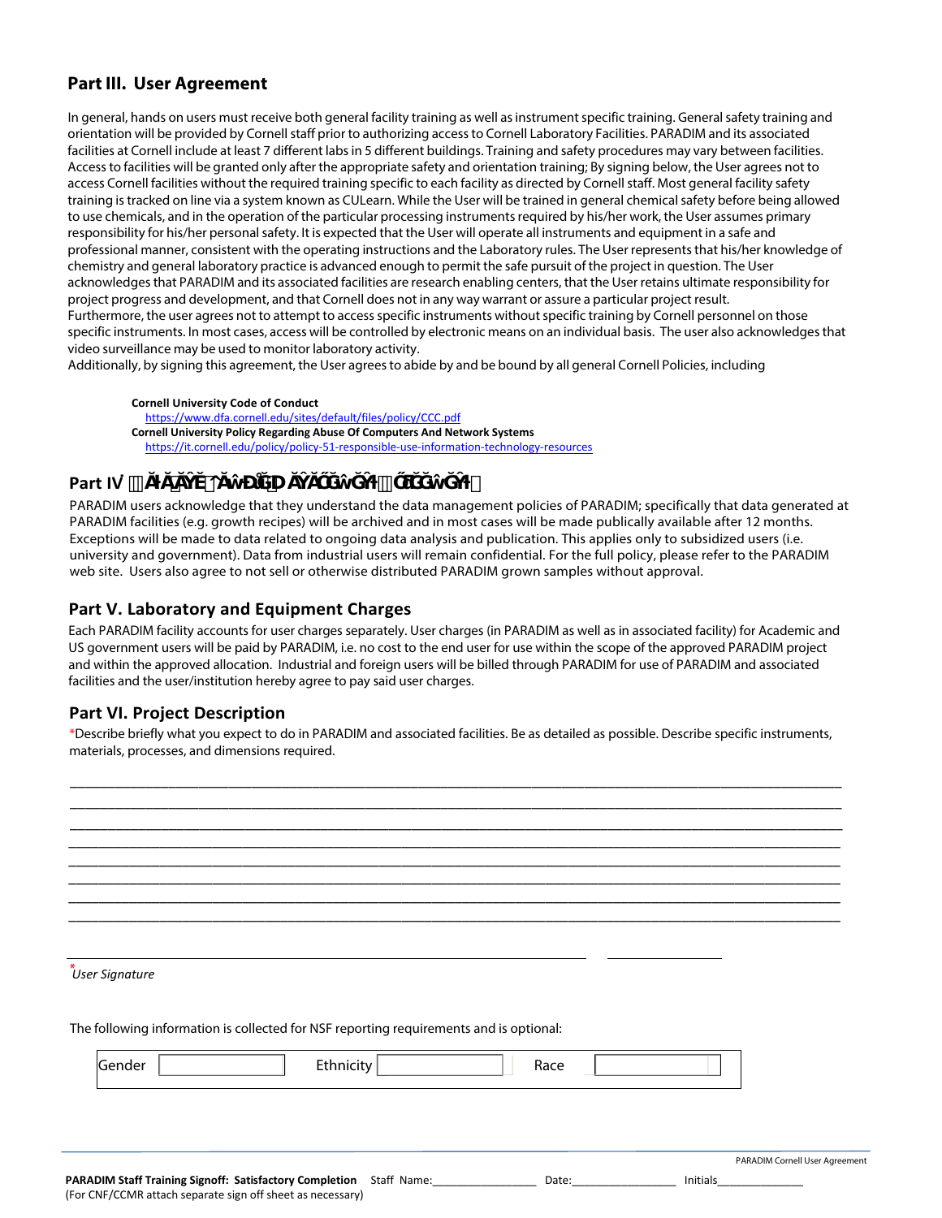## Part III. User Agreement

In general, hands on users must receive both general facility training as well as instrument specific training. General safety training and orientation will be provided by Cornell staff prior to authorizing access to Cornell Laboratory Facilities. PARADIM and its associated facilities at Cornell include at least 7 different labs in 5 different buildings. Training and safety procedures may vary between facilities. Access to facilities will be granted only after the appropriate safety and orientation training; By signing below, the User agrees not to access Cornell facilities without the required training specific to each facility as directed by Cornell staff. Most general facility safety training is tracked on line via a system known as CULearn. While the User will be trained in general chemical safety before being allowed to use chemicals, and in the operation of the particular processing instruments required by his/her work, the User assumes primary responsibility for his/her personal safety. It is expected that the User will operate all instruments and equipment in a safe and professional manner, consistent with the operating instructions and the Laboratory rules. The User represents that his/her knowledge of chemistry and general laboratory practice is advanced enough to permit the safe pursuit of the project in question. The User acknowledges that PARADIM and its associated facilities are research enabling centers, that the User retains ultimate responsibility for project progress and development, and that Cornell does not in any way warrant or assure a particular project result.
Furthermore, the user agrees not to attempt to access specific instruments without specific training by Cornell personnel on those specific instruments. In most cases, access will be controlled by electronic means on an individual basis. The user also acknowledges that video surveillance may be used to monitor laboratory activity.
Additionally, by signing this agreement, the User agrees to abide by and be bound by all general Cornell Policies, including

**Cornell University Code of Conduct**
https://www.dfa.cornell.edu/sites/default/files/policy/CCC.pdf
**Cornell University Policy Regarding Abuse Of Computers And Network Systems**
https://it.cornell.edu/policy/policy-51-responsible-use-information-technology-resources

## Part IV. Data Management Policy

PARADIM users acknowledge that they understand the data management policies of PARADIM; specifically that data generated at PARADIM facilities (e.g. growth recipes) will be archived and in most cases will be made publically available after 12 months. Exceptions will be made to data related to ongoing data analysis and publication. This applies only to subsidized users (i.e. university and government). Data from industrial users will remain confidential. For the full policy, please refer to the PARADIM web site. Users also agree to not sell or otherwise distributed PARADIM grown samples without approval.

## Part V. Laboratory and Equipment Charges

Each PARADIM facility accounts for user charges separately. User charges (in PARADIM as well as in associated facility) for Academic and US government users will be paid by PARADIM, i.e. no cost to the end user for use within the scope of the approved PARADIM project and within the approved allocation. Industrial and foreign users will be billed through PARADIM for use of PARADIM and associated facilities and the user/institution hereby agree to pay said user charges.

## Part VI. Project Description

*Describe briefly what you expect to do in PARADIM and associated facilities. Be as detailed as possible. Describe specific instruments, materials, processes, and dimensions required.

________________________________________________________________________________
________________________________________________________________________________
________________________________________________________________________________
________________________________________________________________________________
________________________________________________________________________________
________________________________________________________________________________
________________________________________________________________________________
________________________________________________________________________________

________________________________________________________________ ______________

**\***_User Signature_

The following information is collected for NSF reporting requirements and is optional:

| Gender | | Ethnicity | | Race | |
|---|---|---|---|---|---|

**PARADIM Staff Training Signoff: Satisfactory Completion** Staff Name:_________________ Date:_________________ Initials______________
(For CNF/CCMR attach separate sign off sheet as necessary)